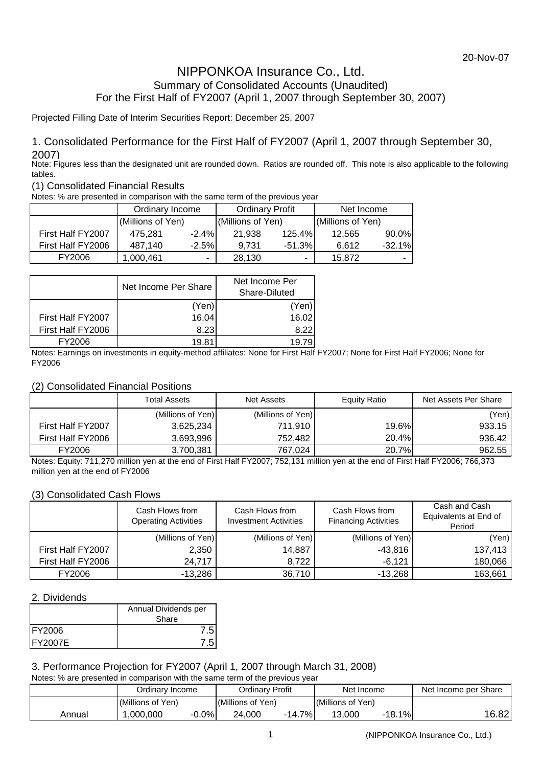20-Nov-07

# NIPPONKOA Insurance Co., Ltd.

## Summary of Consolidated Accounts (Unaudited)

## For the First Half of FY2007 (April 1, 2007 through September 30, 2007)

Projected Filling Date of Interim Securities Report: December 25, 2007

### 1. Consolidated Performance for the First Half of FY2007 (April 1, 2007 through September 30, 2007)

Note: Figures less than the designated unit are rounded down. Ratios are rounded off. This note is also applicable to the following tables.

#### (1) Consolidated Financial Results

Notes: % are presented in comparison with the same term of the previous year

| | Ordinary Income | | Ordinary Profit | | Net Income | |
|---|---|---|---|---|---|---|
| | (Millions of Yen) | | (Millions of Yen) | | (Millions of Yen) | |
| First Half FY2007 | 475,281 | -2.4% | 21,938 | 125.4% | 12,565 | 90.0% |
| First Half FY2006 | 487,140 | -2.5% | 9,731 | -51.3% | 6,612 | -32.1% |
| FY2006 | 1,000,461 | - | 28,130 | - | 15,872 | - |

| | Net Income Per Share | Net Income Per Share-Diluted |
|---|---|---|
| | (Yen) | (Yen) |
| First Half FY2007 | 16.04 | 16.02 |
| First Half FY2006 | 8.23 | 8.22 |
| FY2006 | 19.81 | 19.79 |

Notes: Earnings on investments in equity-method affiliates: None for First Half FY2007; None for First Half FY2006; None for FY2006

#### (2) Consolidated Financial Positions

| | Total Assets | Net Assets | Equity Ratio | Net Assets Per Share |
|---|---|---|---|---|
| | (Millions of Yen) | (Millions of Yen) | | (Yen) |
| First Half FY2007 | 3,625,234 | 711,910 | 19.6% | 933.15 |
| First Half FY2006 | 3,693,996 | 752,482 | 20.4% | 936.42 |
| FY2006 | 3,700,381 | 767,024 | 20.7% | 962.55 |

Notes: Equity: 711,270 million yen at the end of First Half FY2007; 752,131 million yen at the end of First Half FY2006; 766,373 million yen at the end of FY2006

#### (3) Consolidated Cash Flows

| | Cash Flows from Operating Activities | Cash Flows from Investment Activities | Cash Flows from Financing Activities | Cash and Cash Equivalents at End of Period |
|---|---|---|---|---|
| | (Millions of Yen) | (Millions of Yen) | (Millions of Yen) | (Yen) |
| First Half FY2007 | 2,350 | 14,887 | -43,816 | 137,413 |
| First Half FY2006 | 24,717 | 8,722 | -6,121 | 180,066 |
| FY2006 | -13,286 | 36,710 | -13,268 | 163,661 |

### 2. Dividends

| | Annual Dividends per Share |
|---|---|
| FY2006 | 7.5 |
| FY2007E | 7.5 |

### 3. Performance Projection for FY2007 (April 1, 2007 through March 31, 2008)

Notes: % are presented in comparison with the same term of the previous year

| | Ordinary Income | | Ordinary Profit | | Net Income | | Net Income per Share |
|---|---|---|---|---|---|---|---|
| | (Millions of Yen) | | (Millions of Yen) | | (Millions of Yen) | | |
| Annual | 1,000,000 | -0.0% | 24,000 | -14.7% | 13,000 | -18.1% | 16.82 |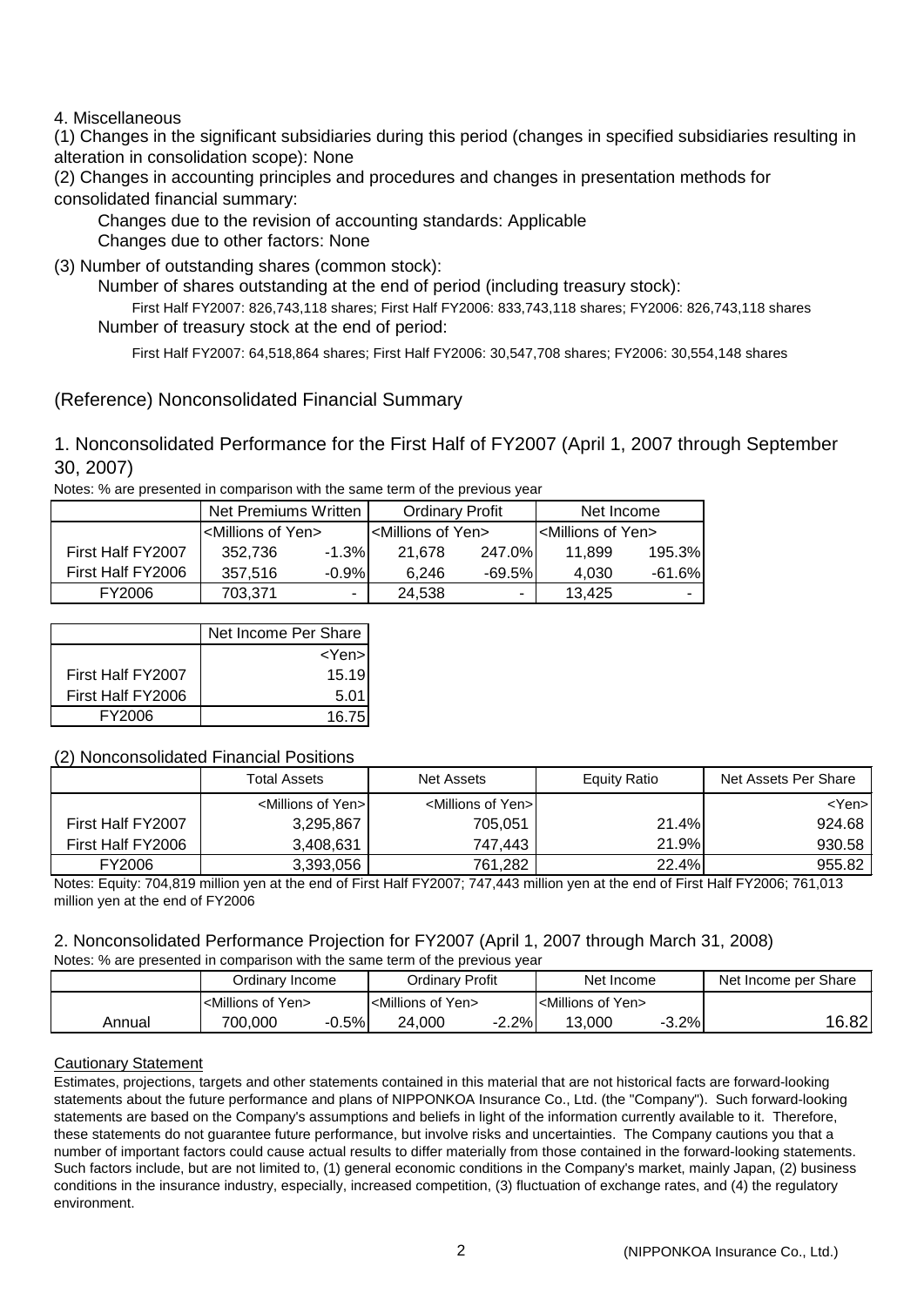4. Miscellaneous

(1) Changes in the significant subsidiaries during this period (changes in specified subsidiaries resulting in alteration in consolidation scope): None

(2) Changes in accounting principles and procedures and changes in presentation methods for consolidated financial summary:

Changes due to the revision of accounting standards: Applicable

Changes due to other factors: None

(3) Number of outstanding shares (common stock):

Number of shares outstanding at the end of period (including treasury stock):

First Half FY2007: 826,743,118 shares; First Half FY2006: 833,743,118 shares; FY2006: 826,743,118 shares

Number of treasury stock at the end of period:

First Half FY2007: 64,518,864 shares; First Half FY2006: 30,547,708 shares; FY2006: 30,554,148 shares

## (Reference) Nonconsolidated Financial Summary

## 1. Nonconsolidated Performance for the First Half of FY2007 (April 1, 2007 through September 30, 2007)

Notes: % are presented in comparison with the same term of the previous year

| | Net Premiums Written | | Ordinary Profit | | Net Income | |
|---|---|---|---|---|---|---|
| | <Millions of Yen> | | <Millions of Yen> | | <Millions of Yen> | |
| First Half FY2007 | 352,736 | -1.3% | 21,678 | 247.0% | 11,899 | 195.3% |
| First Half FY2006 | 357,516 | -0.9% | 6,246 | -69.5% | 4,030 | -61.6% |
| FY2006 | 703,371 | - | 24,538 | - | 13,425 | - |

| | Net Income Per Share |
|---|---|
| | <Yen> |
| First Half FY2007 | 15.19 |
| First Half FY2006 | 5.01 |
| FY2006 | 16.75 |

### (2) Nonconsolidated Financial Positions

| | Total Assets | Net Assets | Equity Ratio | Net Assets Per Share |
|---|---|---|---|---|
| | <Millions of Yen> | <Millions of Yen> | | <Yen> |
| First Half FY2007 | 3,295,867 | 705,051 | 21.4% | 924.68 |
| First Half FY2006 | 3,408,631 | 747,443 | 21.9% | 930.58 |
| FY2006 | 3,393,056 | 761,282 | 22.4% | 955.82 |

Notes: Equity: 704,819 million yen at the end of First Half FY2007; 747,443 million yen at the end of First Half FY2006; 761,013 million yen at the end of FY2006

## 2. Nonconsolidated Performance Projection for FY2007 (April 1, 2007 through March 31, 2008)

Notes: % are presented in comparison with the same term of the previous year

| | Ordinary Income | | Ordinary Profit | | Net Income | | Net Income per Share |
|---|---|---|---|---|---|---|---|
| | <Millions of Yen> | | <Millions of Yen> | | <Millions of Yen> | | |
| Annual | 700,000 | -0.5% | 24,000 | -2.2% | 13,000 | -3.2% | 16.82 |

### Cautionary Statement

Estimates, projections, targets and other statements contained in this material that are not historical facts are forward-looking statements about the future performance and plans of NIPPONKOA Insurance Co., Ltd. (the "Company"). Such forward-looking statements are based on the Company's assumptions and beliefs in light of the information currently available to it. Therefore, these statements do not guarantee future performance, but involve risks and uncertainties. The Company cautions you that a number of important factors could cause actual results to differ materially from those contained in the forward-looking statements. Such factors include, but are not limited to, (1) general economic conditions in the Company's market, mainly Japan, (2) business conditions in the insurance industry, especially, increased competition, (3) fluctuation of exchange rates, and (4) the regulatory environment.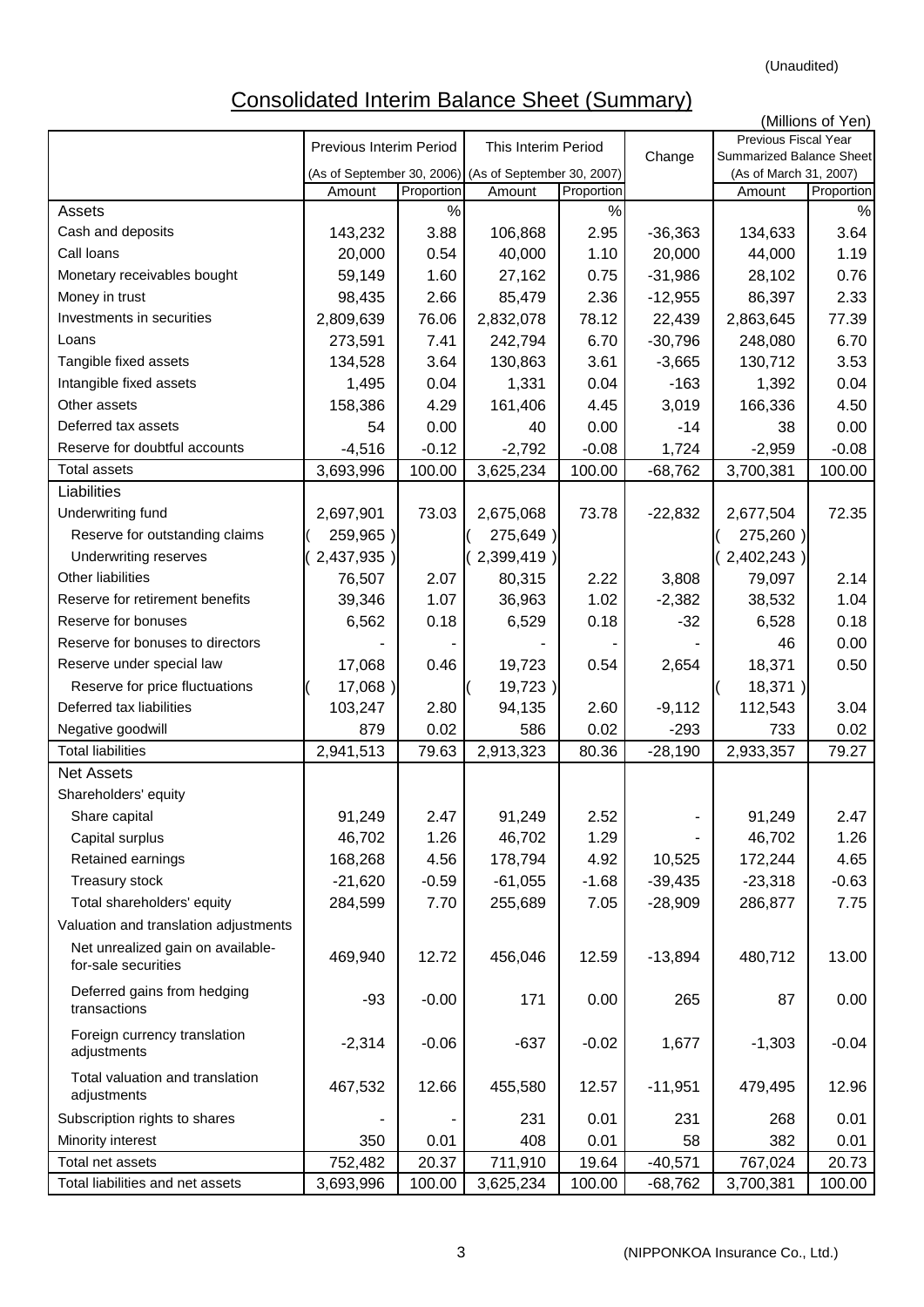(Unaudited)

# Consolidated Interim Balance Sheet (Summary)

(Millions of Yen)

| | Previous Interim Period | | This Interim Period | | Change | Previous Fiscal Year Summarized Balance Sheet | |
|---|---|---|---|---|---|---|---|
| | (As of September 30, 2006) | | (As of September 30, 2007) | | | (As of March 31, 2007) | |
| | Amount | Proportion | Amount | Proportion | | Amount | Proportion |
| Assets | | % | | % | | | % |
| Cash and deposits | 143,232 | 3.88 | 106,868 | 2.95 | -36,363 | 134,633 | 3.64 |
| Call loans | 20,000 | 0.54 | 40,000 | 1.10 | 20,000 | 44,000 | 1.19 |
| Monetary receivables bought | 59,149 | 1.60 | 27,162 | 0.75 | -31,986 | 28,102 | 0.76 |
| Money in trust | 98,435 | 2.66 | 85,479 | 2.36 | -12,955 | 86,397 | 2.33 |
| Investments in securities | 2,809,639 | 76.06 | 2,832,078 | 78.12 | 22,439 | 2,863,645 | 77.39 |
| Loans | 273,591 | 7.41 | 242,794 | 6.70 | -30,796 | 248,080 | 6.70 |
| Tangible fixed assets | 134,528 | 3.64 | 130,863 | 3.61 | -3,665 | 130,712 | 3.53 |
| Intangible fixed assets | 1,495 | 0.04 | 1,331 | 0.04 | -163 | 1,392 | 0.04 |
| Other assets | 158,386 | 4.29 | 161,406 | 4.45 | 3,019 | 166,336 | 4.50 |
| Deferred tax assets | 54 | 0.00 | 40 | 0.00 | -14 | 38 | 0.00 |
| Reserve for doubtful accounts | -4,516 | -0.12 | -2,792 | -0.08 | 1,724 | -2,959 | -0.08 |
| Total assets | 3,693,996 | 100.00 | 3,625,234 | 100.00 | -68,762 | 3,700,381 | 100.00 |
| Liabilities | | | | | | | |
| Underwriting fund | 2,697,901 | 73.03 | 2,675,068 | 73.78 | -22,832 | 2,677,504 | 72.35 |
| Reserve for outstanding claims | ( 259,965 ) | | ( 275,649 ) | | | ( 275,260 ) | |
| Underwriting reserves | ( 2,437,935 ) | | ( 2,399,419 ) | | | ( 2,402,243 ) | |
| Other liabilities | 76,507 | 2.07 | 80,315 | 2.22 | 3,808 | 79,097 | 2.14 |
| Reserve for retirement benefits | 39,346 | 1.07 | 36,963 | 1.02 | -2,382 | 38,532 | 1.04 |
| Reserve for bonuses | 6,562 | 0.18 | 6,529 | 0.18 | -32 | 6,528 | 0.18 |
| Reserve for bonuses to directors | - | - | - | - | - | 46 | 0.00 |
| Reserve under special law | 17,068 | 0.46 | 19,723 | 0.54 | 2,654 | 18,371 | 0.50 |
| Reserve for price fluctuations | ( 17,068 ) | | ( 19,723 ) | | | ( 18,371 ) | |
| Deferred tax liabilities | 103,247 | 2.80 | 94,135 | 2.60 | -9,112 | 112,543 | 3.04 |
| Negative goodwill | 879 | 0.02 | 586 | 0.02 | -293 | 733 | 0.02 |
| Total liabilities | 2,941,513 | 79.63 | 2,913,323 | 80.36 | -28,190 | 2,933,357 | 79.27 |
| Net Assets | | | | | | | |
| Shareholders' equity | | | | | | | |
| Share capital | 91,249 | 2.47 | 91,249 | 2.52 | - | 91,249 | 2.47 |
| Capital surplus | 46,702 | 1.26 | 46,702 | 1.29 | - | 46,702 | 1.26 |
| Retained earnings | 168,268 | 4.56 | 178,794 | 4.92 | 10,525 | 172,244 | 4.65 |
| Treasury stock | -21,620 | -0.59 | -61,055 | -1.68 | -39,435 | -23,318 | -0.63 |
| Total shareholders' equity | 284,599 | 7.70 | 255,689 | 7.05 | -28,909 | 286,877 | 7.75 |
| Valuation and translation adjustments | | | | | | | |
| Net unrealized gain on available-for-sale securities | 469,940 | 12.72 | 456,046 | 12.59 | -13,894 | 480,712 | 13.00 |
| Deferred gains from hedging transactions | -93 | -0.00 | 171 | 0.00 | 265 | 87 | 0.00 |
| Foreign currency translation adjustments | -2,314 | -0.06 | -637 | -0.02 | 1,677 | -1,303 | -0.04 |
| Total valuation and translation adjustments | 467,532 | 12.66 | 455,580 | 12.57 | -11,951 | 479,495 | 12.96 |
| Subscription rights to shares | - | - | 231 | 0.01 | 231 | 268 | 0.01 |
| Minority interest | 350 | 0.01 | 408 | 0.01 | 58 | 382 | 0.01 |
| Total net assets | 752,482 | 20.37 | 711,910 | 19.64 | -40,571 | 767,024 | 20.73 |
| Total liabilities and net assets | 3,693,996 | 100.00 | 3,625,234 | 100.00 | -68,762 | 3,700,381 | 100.00 |

(NIPPONKOA Insurance Co., Ltd.)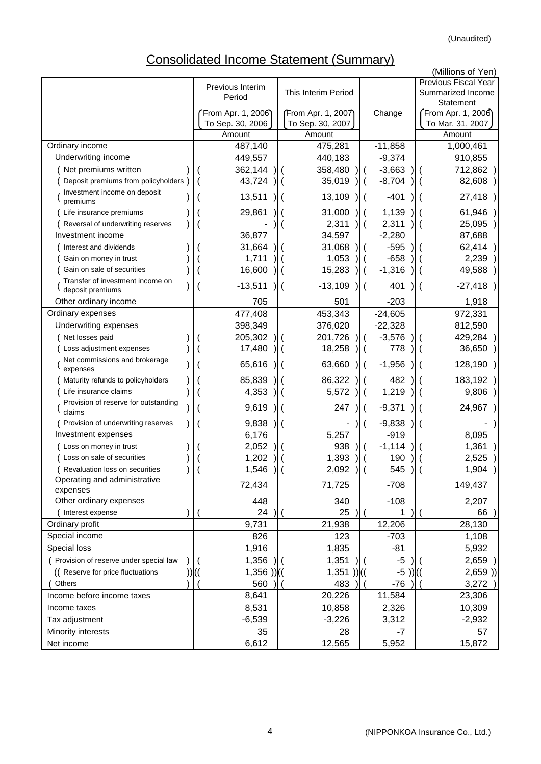(Unaudited)

# Consolidated Income Statement (Summary)

(Millions of Yen)

| | Previous Interim Period (From Apr. 1, 2006 To Sep. 30, 2006) | This Interim Period (From Apr. 1, 2007 To Sep. 30, 2007) | Change | Previous Fiscal Year Summarized Income Statement (From Apr. 1, 2006 To Mar. 31, 2007) |
|---|---|---|---|---|
| | Amount | Amount | | Amount |
| Ordinary income | 487,140 | 475,281 | -11,858 | 1,000,461 |
| Underwriting income | 449,557 | 440,183 | -9,374 | 910,855 |
| ( Net premiums written ) | ( 362,144 ) | ( 358,480 ) | ( -3,663 ) | ( 712,862 ) |
| ( Deposit premiums from policyholders ) | ( 43,724 ) | ( 35,019 ) | ( -8,704 ) | ( 82,608 ) |
| ( Investment income on deposit premiums ) | ( 13,511 ) | ( 13,109 ) | ( -401 ) | ( 27,418 ) |
| ( Life insurance premiums ) | ( 29,861 ) | ( 31,000 ) | ( 1,139 ) | ( 61,946 ) |
| ( Reversal of underwriting reserves ) | ( - ) | ( 2,311 ) | ( 2,311 ) | ( 25,095 ) |
| Investment income | 36,877 | 34,597 | -2,280 | 87,688 |
| ( Interest and dividends ) | ( 31,664 ) | ( 31,068 ) | ( -595 ) | ( 62,414 ) |
| ( Gain on money in trust ) | ( 1,711 ) | ( 1,053 ) | ( -658 ) | ( 2,239 ) |
| ( Gain on sale of securities ) | ( 16,600 ) | ( 15,283 ) | ( -1,316 ) | ( 49,588 ) |
| ( Transfer of investment income on deposit premiums ) | ( -13,511 ) | ( -13,109 ) | ( 401 ) | ( -27,418 ) |
| Other ordinary income | 705 | 501 | -203 | 1,918 |
| Ordinary expenses | 477,408 | 453,343 | -24,605 | 972,331 |
| Underwriting expenses | 398,349 | 376,020 | -22,328 | 812,590 |
| ( Net losses paid ) | ( 205,302 ) | ( 201,726 ) | ( -3,576 ) | ( 429,284 ) |
| ( Loss adjustment expenses ) | ( 17,480 ) | ( 18,258 ) | ( 778 ) | ( 36,650 ) |
| ( Net commissions and brokerage expenses ) | ( 65,616 ) | ( 63,660 ) | ( -1,956 ) | ( 128,190 ) |
| ( Maturity refunds to policyholders ) | ( 85,839 ) | ( 86,322 ) | ( 482 ) | ( 183,192 ) |
| ( Life insurance claims ) | ( 4,353 ) | ( 5,572 ) | ( 1,219 ) | ( 9,806 ) |
| ( Provision of reserve for outstanding claims ) | ( 9,619 ) | ( 247 ) | ( -9,371 ) | ( 24,967 ) |
| ( Provision of underwriting reserves ) | ( 9,838 ) | ( - ) | ( -9,838 ) | ( - ) |
| Investment expenses | 6,176 | 5,257 | -919 | 8,095 |
| ( Loss on money in trust ) | ( 2,052 ) | ( 938 ) | ( -1,114 ) | ( 1,361 ) |
| ( Loss on sale of securities ) | ( 1,202 ) | ( 1,393 ) | ( 190 ) | ( 2,525 ) |
| ( Revaluation loss on securities ) | ( 1,546 ) | ( 2,092 ) | ( 545 ) | ( 1,904 ) |
| Operating and administrative expenses | 72,434 | 71,725 | -708 | 149,437 |
| Other ordinary expenses | 448 | 340 | -108 | 2,207 |
| ( Interest expense ) | ( 24 ) | ( 25 ) | ( 1 ) | ( 66 ) |
| Ordinary profit | 9,731 | 21,938 | 12,206 | 28,130 |
| Special income | 826 | 123 | -703 | 1,108 |
| Special loss | 1,916 | 1,835 | -81 | 5,932 |
| ( Provision of reserve under special law ) | ( 1,356 ) | ( 1,351 ) | ( -5 ) | ( 2,659 ) |
| (( Reserve for price fluctuations )) | (( 1,356 )) | (( 1,351 )) | (( -5 )) | (( 2,659 )) |
| ( Others ) | ( 560 ) | ( 483 ) | ( -76 ) | ( 3,272 ) |
| Income before income taxes | 8,641 | 20,226 | 11,584 | 23,306 |
| Income taxes | 8,531 | 10,858 | 2,326 | 10,309 |
| Tax adjustment | -6,539 | -3,226 | 3,312 | -2,932 |
| Minority interests | 35 | 28 | -7 | 57 |
| Net income | 6,612 | 12,565 | 5,952 | 15,872 |

(NIPPONKOA Insurance Co., Ltd.)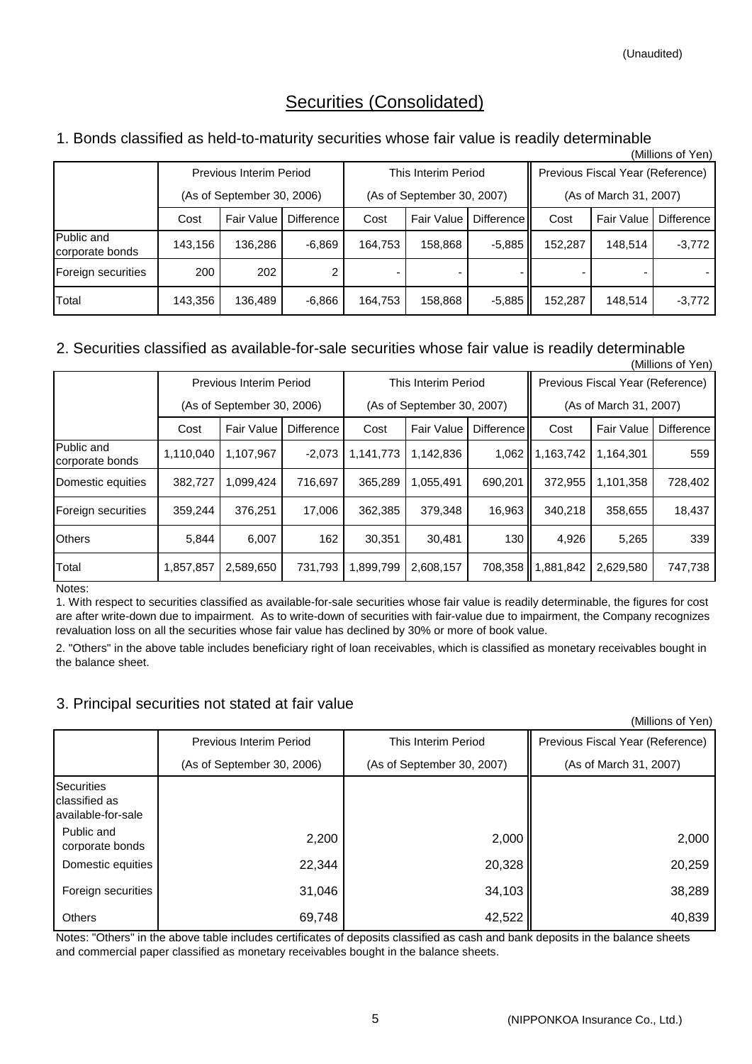(Unaudited)

# Securities (Consolidated)

## 1. Bonds classified as held-to-maturity securities whose fair value is readily determinable

(Millions of Yen)

| | Previous Interim Period (As of September 30, 2006) | | | This Interim Period (As of September 30, 2007) | | | Previous Fiscal Year (Reference) (As of March 31, 2007) | | |
|---|---|---|---|---|---|---|---|---|---|
| | Cost | Fair Value | Difference | Cost | Fair Value | Difference | Cost | Fair Value | Difference |
| Public and corporate bonds | 143,156 | 136,286 | -6,869 | 164,753 | 158,868 | -5,885 | 152,287 | 148,514 | -3,772 |
| Foreign securities | 200 | 202 | 2 | - | - | - | - | - | - |
| Total | 143,356 | 136,489 | -6,866 | 164,753 | 158,868 | -5,885 | 152,287 | 148,514 | -3,772 |

## 2. Securities classified as available-for-sale securities whose fair value is readily determinable

(Millions of Yen)

| | Previous Interim Period (As of September 30, 2006) | | | This Interim Period (As of September 30, 2007) | | | Previous Fiscal Year (Reference) (As of March 31, 2007) | | |
|---|---|---|---|---|---|---|---|---|---|
| | Cost | Fair Value | Difference | Cost | Fair Value | Difference | Cost | Fair Value | Difference |
| Public and corporate bonds | 1,110,040 | 1,107,967 | -2,073 | 1,141,773 | 1,142,836 | 1,062 | 1,163,742 | 1,164,301 | 559 |
| Domestic equities | 382,727 | 1,099,424 | 716,697 | 365,289 | 1,055,491 | 690,201 | 372,955 | 1,101,358 | 728,402 |
| Foreign securities | 359,244 | 376,251 | 17,006 | 362,385 | 379,348 | 16,963 | 340,218 | 358,655 | 18,437 |
| Others | 5,844 | 6,007 | 162 | 30,351 | 30,481 | 130 | 4,926 | 5,265 | 339 |
| Total | 1,857,857 | 2,589,650 | 731,793 | 1,899,799 | 2,608,157 | 708,358 | 1,881,842 | 2,629,580 | 747,738 |

Notes:

1. With respect to securities classified as available-for-sale securities whose fair value is readily determinable, the figures for cost are after write-down due to impairment. As to write-down of securities with fair-value due to impairment, the Company recognizes revaluation loss on all the securities whose fair value has declined by 30% or more of book value.

2. "Others" in the above table includes beneficiary right of loan receivables, which is classified as monetary receivables bought in the balance sheet.

## 3. Principal securities not stated at fair value

(Millions of Yen)

| | Previous Interim Period (As of September 30, 2006) | This Interim Period (As of September 30, 2007) | Previous Fiscal Year (Reference) (As of March 31, 2007) |
|---|---|---|---|
| Securities classified as available-for-sale | | | |
| Public and corporate bonds | 2,200 | 2,000 | 2,000 |
| Domestic equities | 22,344 | 20,328 | 20,259 |
| Foreign securities | 31,046 | 34,103 | 38,289 |
| Others | 69,748 | 42,522 | 40,839 |

Notes: "Others" in the above table includes certificates of deposits classified as cash and bank deposits in the balance sheets and commercial paper classified as monetary receivables bought in the balance sheets.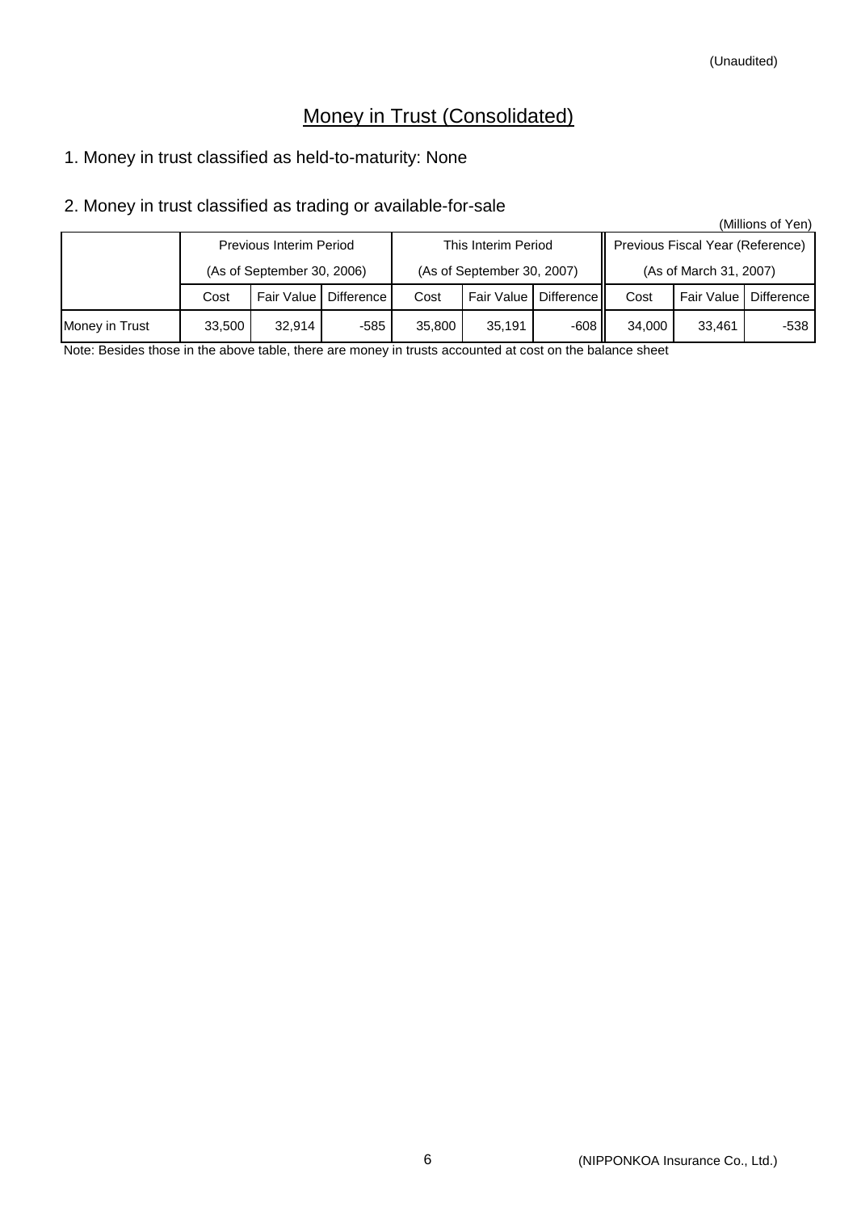(Unaudited)

# Money in Trust (Consolidated)

1. Money in trust classified as held-to-maturity: None

2. Money in trust classified as trading or available-for-sale

(Millions of Yen)

| | Previous Interim Period (As of September 30, 2006) | | | This Interim Period (As of September 30, 2007) | | | Previous Fiscal Year (Reference) (As of March 31, 2007) | | |
|---|---|---|---|---|---|---|---|---|---|
| | Cost | Fair Value | Difference | Cost | Fair Value | Difference | Cost | Fair Value | Difference |
| Money in Trust | 33,500 | 32,914 | -585 | 35,800 | 35,191 | -608 | 34,000 | 33,461 | -538 |

Note: Besides those in the above table, there are money in trusts accounted at cost on the balance sheet

(NIPPONKOA Insurance Co., Ltd.)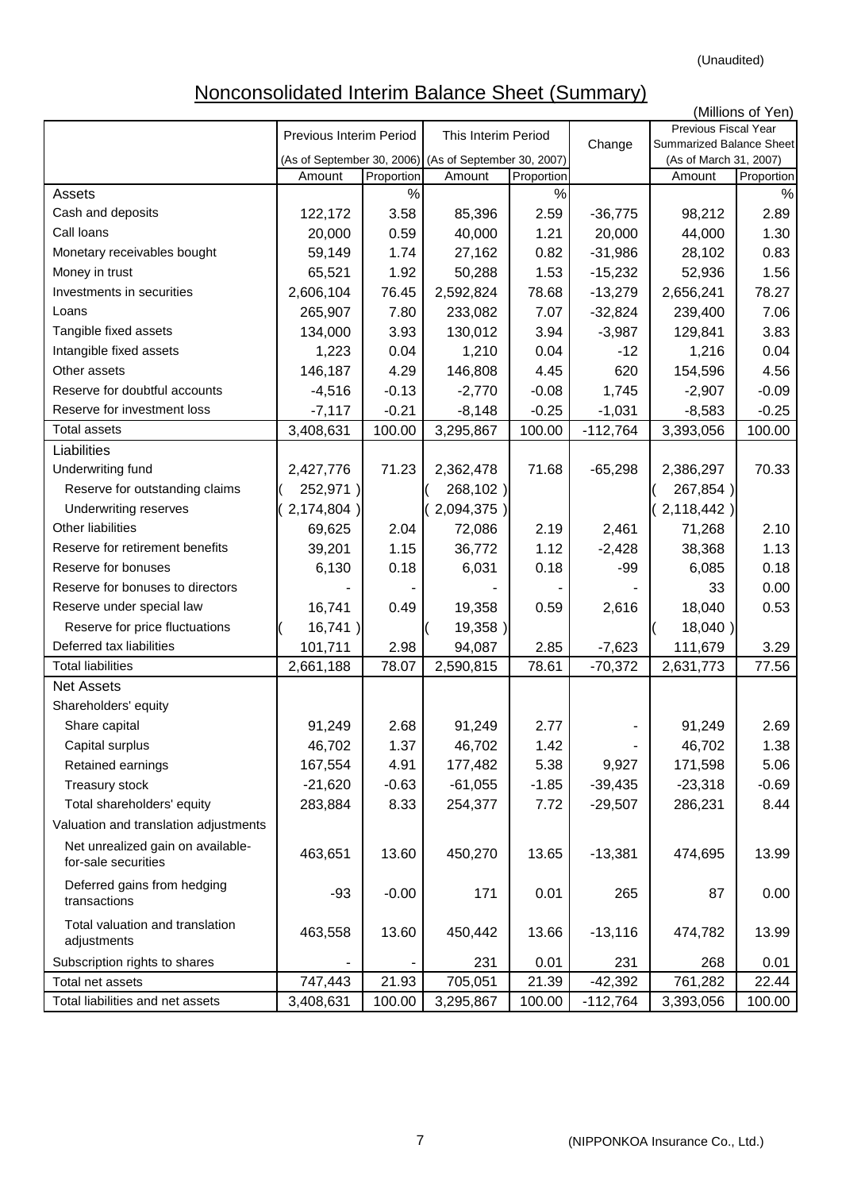(Unaudited)

# Nonconsolidated Interim Balance Sheet (Summary)

(Millions of Yen)

| | Previous Interim Period (As of September 30, 2006) | | This Interim Period (As of September 30, 2007) | | Change | Previous Fiscal Year Summarized Balance Sheet (As of March 31, 2007) | |
|---|---|---|---|---|---|---|---|
| | Amount | Proportion | Amount | Proportion | | Amount | Proportion |
| Assets | | % | | % | | | % |
| Cash and deposits | 122,172 | 3.58 | 85,396 | 2.59 | -36,775 | 98,212 | 2.89 |
| Call loans | 20,000 | 0.59 | 40,000 | 1.21 | 20,000 | 44,000 | 1.30 |
| Monetary receivables bought | 59,149 | 1.74 | 27,162 | 0.82 | -31,986 | 28,102 | 0.83 |
| Money in trust | 65,521 | 1.92 | 50,288 | 1.53 | -15,232 | 52,936 | 1.56 |
| Investments in securities | 2,606,104 | 76.45 | 2,592,824 | 78.68 | -13,279 | 2,656,241 | 78.27 |
| Loans | 265,907 | 7.80 | 233,082 | 7.07 | -32,824 | 239,400 | 7.06 |
| Tangible fixed assets | 134,000 | 3.93 | 130,012 | 3.94 | -3,987 | 129,841 | 3.83 |
| Intangible fixed assets | 1,223 | 0.04 | 1,210 | 0.04 | -12 | 1,216 | 0.04 |
| Other assets | 146,187 | 4.29 | 146,808 | 4.45 | 620 | 154,596 | 4.56 |
| Reserve for doubtful accounts | -4,516 | -0.13 | -2,770 | -0.08 | 1,745 | -2,907 | -0.09 |
| Reserve for investment loss | -7,117 | -0.21 | -8,148 | -0.25 | -1,031 | -8,583 | -0.25 |
| Total assets | 3,408,631 | 100.00 | 3,295,867 | 100.00 | -112,764 | 3,393,056 | 100.00 |
| Liabilities | | | | | | | |
| Underwriting fund | 2,427,776 | 71.23 | 2,362,478 | 71.68 | -65,298 | 2,386,297 | 70.33 |
| Reserve for outstanding claims | ( 252,971 ) | | ( 268,102 ) | | | ( 267,854 ) | |
| Underwriting reserves | ( 2,174,804 ) | | ( 2,094,375 ) | | | ( 2,118,442 ) | |
| Other liabilities | 69,625 | 2.04 | 72,086 | 2.19 | 2,461 | 71,268 | 2.10 |
| Reserve for retirement benefits | 39,201 | 1.15 | 36,772 | 1.12 | -2,428 | 38,368 | 1.13 |
| Reserve for bonuses | 6,130 | 0.18 | 6,031 | 0.18 | -99 | 6,085 | 0.18 |
| Reserve for bonuses to directors | - | - | - | - | - | 33 | 0.00 |
| Reserve under special law | 16,741 | 0.49 | 19,358 | 0.59 | 2,616 | 18,040 | 0.53 |
| Reserve for price fluctuations | ( 16,741 ) | | ( 19,358 ) | | | ( 18,040 ) | |
| Deferred tax liabilities | 101,711 | 2.98 | 94,087 | 2.85 | -7,623 | 111,679 | 3.29 |
| Total liabilities | 2,661,188 | 78.07 | 2,590,815 | 78.61 | -70,372 | 2,631,773 | 77.56 |
| Net Assets | | | | | | | |
| Shareholders' equity | | | | | | | |
| Share capital | 91,249 | 2.68 | 91,249 | 2.77 | - | 91,249 | 2.69 |
| Capital surplus | 46,702 | 1.37 | 46,702 | 1.42 | - | 46,702 | 1.38 |
| Retained earnings | 167,554 | 4.91 | 177,482 | 5.38 | 9,927 | 171,598 | 5.06 |
| Treasury stock | -21,620 | -0.63 | -61,055 | -1.85 | -39,435 | -23,318 | -0.69 |
| Total shareholders' equity | 283,884 | 8.33 | 254,377 | 7.72 | -29,507 | 286,231 | 8.44 |
| Valuation and translation adjustments | | | | | | | |
| Net unrealized gain on available-for-sale securities | 463,651 | 13.60 | 450,270 | 13.65 | -13,381 | 474,695 | 13.99 |
| Deferred gains from hedging transactions | -93 | -0.00 | 171 | 0.01 | 265 | 87 | 0.00 |
| Total valuation and translation adjustments | 463,558 | 13.60 | 450,442 | 13.66 | -13,116 | 474,782 | 13.99 |
| Subscription rights to shares | - | - | 231 | 0.01 | 231 | 268 | 0.01 |
| Total net assets | 747,443 | 21.93 | 705,051 | 21.39 | -42,392 | 761,282 | 22.44 |
| Total liabilities and net assets | 3,408,631 | 100.00 | 3,295,867 | 100.00 | -112,764 | 3,393,056 | 100.00 |

(NIPPONKOA Insurance Co., Ltd.)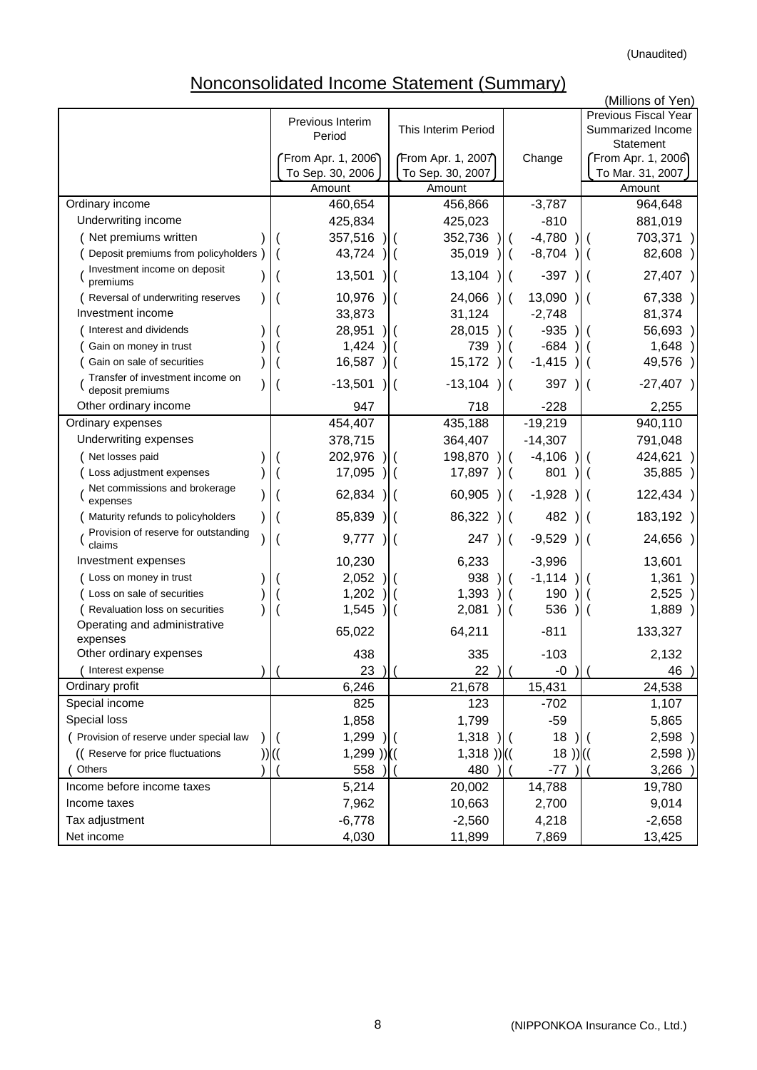(Unaudited)

# Nonconsolidated Income Statement (Summary)

(Millions of Yen)

| | Previous Interim Period (From Apr. 1, 2006 To Sep. 30, 2006) | This Interim Period (From Apr. 1, 2007 To Sep. 30, 2007) | Change | Previous Fiscal Year Summarized Income Statement (From Apr. 1, 2006 To Mar. 31, 2007) |
|---|---|---|---|---|
| | Amount | Amount | | Amount |
| Ordinary income | 460,654 | 456,866 | -3,787 | 964,648 |
| Underwriting income | 425,834 | 425,023 | -810 | 881,019 |
| ( Net premiums written ) | ( 357,516 ) | ( 352,736 ) | ( -4,780 ) | ( 703,371 ) |
| ( Deposit premiums from policyholders ) | ( 43,724 ) | ( 35,019 ) | ( -8,704 ) | ( 82,608 ) |
| ( Investment income on deposit premiums ) | ( 13,501 ) | ( 13,104 ) | ( -397 ) | ( 27,407 ) |
| ( Reversal of underwriting reserves ) | ( 10,976 ) | ( 24,066 ) | ( 13,090 ) | ( 67,338 ) |
| Investment income | 33,873 | 31,124 | -2,748 | 81,374 |
| ( Interest and dividends ) | ( 28,951 ) | ( 28,015 ) | ( -935 ) | ( 56,693 ) |
| ( Gain on money in trust ) | ( 1,424 ) | ( 739 ) | ( -684 ) | ( 1,648 ) |
| ( Gain on sale of securities ) | ( 16,587 ) | ( 15,172 ) | ( -1,415 ) | ( 49,576 ) |
| ( Transfer of investment income on deposit premiums ) | ( -13,501 ) | ( -13,104 ) | ( 397 ) | ( -27,407 ) |
| Other ordinary income | 947 | 718 | -228 | 2,255 |
| Ordinary expenses | 454,407 | 435,188 | -19,219 | 940,110 |
| Underwriting expenses | 378,715 | 364,407 | -14,307 | 791,048 |
| ( Net losses paid ) | ( 202,976 ) | ( 198,870 ) | ( -4,106 ) | ( 424,621 ) |
| ( Loss adjustment expenses ) | ( 17,095 ) | ( 17,897 ) | ( 801 ) | ( 35,885 ) |
| ( Net commissions and brokerage expenses ) | ( 62,834 ) | ( 60,905 ) | ( -1,928 ) | ( 122,434 ) |
| ( Maturity refunds to policyholders ) | ( 85,839 ) | ( 86,322 ) | ( 482 ) | ( 183,192 ) |
| ( Provision of reserve for outstanding claims ) | ( 9,777 ) | ( 247 ) | ( -9,529 ) | ( 24,656 ) |
| Investment expenses | 10,230 | 6,233 | -3,996 | 13,601 |
| ( Loss on money in trust ) | ( 2,052 ) | ( 938 ) | ( -1,114 ) | ( 1,361 ) |
| ( Loss on sale of securities ) | ( 1,202 ) | ( 1,393 ) | ( 190 ) | ( 2,525 ) |
| ( Revaluation loss on securities ) | ( 1,545 ) | ( 2,081 ) | ( 536 ) | ( 1,889 ) |
| Operating and administrative expenses | 65,022 | 64,211 | -811 | 133,327 |
| Other ordinary expenses | 438 | 335 | -103 | 2,132 |
| ( Interest expense ) | ( 23 ) | ( 22 ) | ( -0 ) | ( 46 ) |
| Ordinary profit | 6,246 | 21,678 | 15,431 | 24,538 |
| Special income | 825 | 123 | -702 | 1,107 |
| Special loss | 1,858 | 1,799 | -59 | 5,865 |
| ( Provision of reserve under special law ) | ( 1,299 ) | ( 1,318 ) | ( 18 ) | ( 2,598 ) |
| (( Reserve for price fluctuations )) | (( 1,299 )) | (( 1,318 )) | (( 18 )) | (( 2,598 )) |
| ( Others ) | ( 558 ) | ( 480 ) | ( -77 ) | ( 3,266 ) |
| Income before income taxes | 5,214 | 20,002 | 14,788 | 19,780 |
| Income taxes | 7,962 | 10,663 | 2,700 | 9,014 |
| Tax adjustment | -6,778 | -2,560 | 4,218 | -2,658 |
| Net income | 4,030 | 11,899 | 7,869 | 13,425 |

(NIPPONKOA Insurance Co., Ltd.)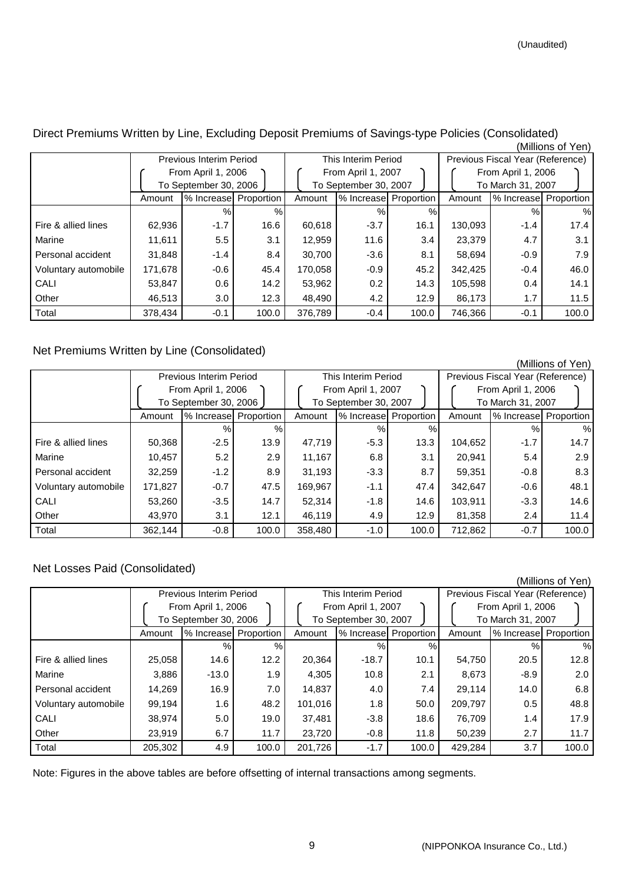(Unaudited)

## Direct Premiums Written by Line, Excluding Deposit Premiums of Savings-type Policies (Consolidated)

(Millions of Yen)

| | Previous Interim Period (From April 1, 2006 To September 30, 2006) | | | This Interim Period (From April 1, 2007 To September 30, 2007) | | | Previous Fiscal Year (Reference) (From April 1, 2006 To March 31, 2007) | | |
|---|---|---|---|---|---|---|---|---|---|
| | Amount | % Increase | Proportion | Amount | % Increase | Proportion | Amount | % Increase | Proportion |
| | | % | % | | % | % | | % | % |
| Fire & allied lines | 62,936 | -1.7 | 16.6 | 60,618 | -3.7 | 16.1 | 130,093 | -1.4 | 17.4 |
| Marine | 11,611 | 5.5 | 3.1 | 12,959 | 11.6 | 3.4 | 23,379 | 4.7 | 3.1 |
| Personal accident | 31,848 | -1.4 | 8.4 | 30,700 | -3.6 | 8.1 | 58,694 | -0.9 | 7.9 |
| Voluntary automobile | 171,678 | -0.6 | 45.4 | 170,058 | -0.9 | 45.2 | 342,425 | -0.4 | 46.0 |
| CALI | 53,847 | 0.6 | 14.2 | 53,962 | 0.2 | 14.3 | 105,598 | 0.4 | 14.1 |
| Other | 46,513 | 3.0 | 12.3 | 48,490 | 4.2 | 12.9 | 86,173 | 1.7 | 11.5 |
| Total | 378,434 | -0.1 | 100.0 | 376,789 | -0.4 | 100.0 | 746,366 | -0.1 | 100.0 |

## Net Premiums Written by Line (Consolidated)

(Millions of Yen)

| | Previous Interim Period (From April 1, 2006 To September 30, 2006) | | | This Interim Period (From April 1, 2007 To September 30, 2007) | | | Previous Fiscal Year (Reference) (From April 1, 2006 To March 31, 2007) | | |
|---|---|---|---|---|---|---|---|---|---|
| | Amount | % Increase | Proportion | Amount | % Increase | Proportion | Amount | % Increase | Proportion |
| | | % | % | | % | % | | % | % |
| Fire & allied lines | 50,368 | -2.5 | 13.9 | 47,719 | -5.3 | 13.3 | 104,652 | -1.7 | 14.7 |
| Marine | 10,457 | 5.2 | 2.9 | 11,167 | 6.8 | 3.1 | 20,941 | 5.4 | 2.9 |
| Personal accident | 32,259 | -1.2 | 8.9 | 31,193 | -3.3 | 8.7 | 59,351 | -0.8 | 8.3 |
| Voluntary automobile | 171,827 | -0.7 | 47.5 | 169,967 | -1.1 | 47.4 | 342,647 | -0.6 | 48.1 |
| CALI | 53,260 | -3.5 | 14.7 | 52,314 | -1.8 | 14.6 | 103,911 | -3.3 | 14.6 |
| Other | 43,970 | 3.1 | 12.1 | 46,119 | 4.9 | 12.9 | 81,358 | 2.4 | 11.4 |
| Total | 362,144 | -0.8 | 100.0 | 358,480 | -1.0 | 100.0 | 712,862 | -0.7 | 100.0 |

## Net Losses Paid (Consolidated)

(Millions of Yen)

| | Previous Interim Period (From April 1, 2006 To September 30, 2006) | | | This Interim Period (From April 1, 2007 To September 30, 2007) | | | Previous Fiscal Year (Reference) (From April 1, 2006 To March 31, 2007) | | |
|---|---|---|---|---|---|---|---|---|---|
| | Amount | % Increase | Proportion | Amount | % Increase | Proportion | Amount | % Increase | Proportion |
| | | % | % | | % | % | | % | % |
| Fire & allied lines | 25,058 | 14.6 | 12.2 | 20,364 | -18.7 | 10.1 | 54,750 | 20.5 | 12.8 |
| Marine | 3,886 | -13.0 | 1.9 | 4,305 | 10.8 | 2.1 | 8,673 | -8.9 | 2.0 |
| Personal accident | 14,269 | 16.9 | 7.0 | 14,837 | 4.0 | 7.4 | 29,114 | 14.0 | 6.8 |
| Voluntary automobile | 99,194 | 1.6 | 48.2 | 101,016 | 1.8 | 50.0 | 209,797 | 0.5 | 48.8 |
| CALI | 38,974 | 5.0 | 19.0 | 37,481 | -3.8 | 18.6 | 76,709 | 1.4 | 17.9 |
| Other | 23,919 | 6.7 | 11.7 | 23,720 | -0.8 | 11.8 | 50,239 | 2.7 | 11.7 |
| Total | 205,302 | 4.9 | 100.0 | 201,726 | -1.7 | 100.0 | 429,284 | 3.7 | 100.0 |

Note: Figures in the above tables are before offsetting of internal transactions among segments.

(NIPPONKOA Insurance Co., Ltd.)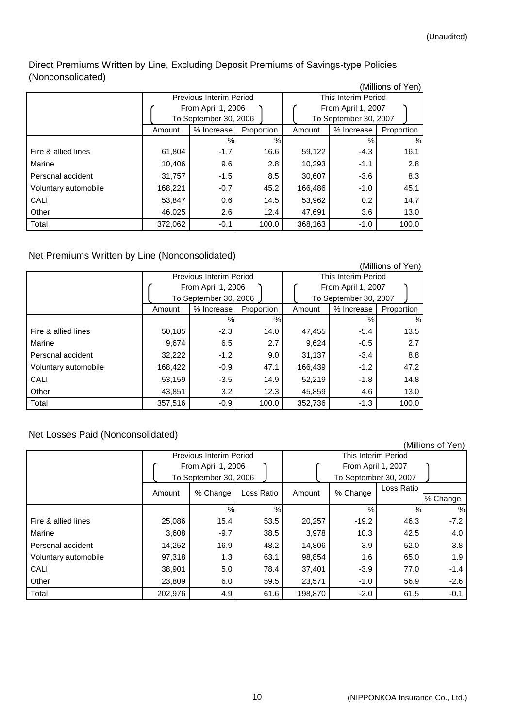(Unaudited)

## Direct Premiums Written by Line, Excluding Deposit Premiums of Savings-type Policies (Nonconsolidated)

(Millions of Yen)

| | Previous Interim Period (From April 1, 2006 To September 30, 2006) | | | This Interim Period (From April 1, 2007 To September 30, 2007) | | |
|---|---|---|---|---|---|---|
| | Amount | % Increase | Proportion | Amount | % Increase | Proportion |
| | | % | % | | % | % |
| Fire & allied lines | 61,804 | -1.7 | 16.6 | 59,122 | -4.3 | 16.1 |
| Marine | 10,406 | 9.6 | 2.8 | 10,293 | -1.1 | 2.8 |
| Personal accident | 31,757 | -1.5 | 8.5 | 30,607 | -3.6 | 8.3 |
| Voluntary automobile | 168,221 | -0.7 | 45.2 | 166,486 | -1.0 | 45.1 |
| CALI | 53,847 | 0.6 | 14.5 | 53,962 | 0.2 | 14.7 |
| Other | 46,025 | 2.6 | 12.4 | 47,691 | 3.6 | 13.0 |
| Total | 372,062 | -0.1 | 100.0 | 368,163 | -1.0 | 100.0 |

## Net Premiums Written by Line (Nonconsolidated)

(Millions of Yen)

| | Previous Interim Period (From April 1, 2006 To September 30, 2006) | | | This Interim Period (From April 1, 2007 To September 30, 2007) | | |
|---|---|---|---|---|---|---|
| | Amount | % Increase | Proportion | Amount | % Increase | Proportion |
| | | % | % | | % | % |
| Fire & allied lines | 50,185 | -2.3 | 14.0 | 47,455 | -5.4 | 13.5 |
| Marine | 9,674 | 6.5 | 2.7 | 9,624 | -0.5 | 2.7 |
| Personal accident | 32,222 | -1.2 | 9.0 | 31,137 | -3.4 | 8.8 |
| Voluntary automobile | 168,422 | -0.9 | 47.1 | 166,439 | -1.2 | 47.2 |
| CALI | 53,159 | -3.5 | 14.9 | 52,219 | -1.8 | 14.8 |
| Other | 43,851 | 3.2 | 12.3 | 45,859 | 4.6 | 13.0 |
| Total | 357,516 | -0.9 | 100.0 | 352,736 | -1.3 | 100.0 |

## Net Losses Paid (Nonconsolidated)

(Millions of Yen)

| | Previous Interim Period (From April 1, 2006 To September 30, 2006) | | | This Interim Period (From April 1, 2007 To September 30, 2007) | | | |
|---|---|---|---|---|---|---|---|
| | Amount | % Change | Loss Ratio | Amount | % Change | Loss Ratio | |
| | | | | | | | % Change |
| | | % | % | | % | % | % |
| Fire & allied lines | 25,086 | 15.4 | 53.5 | 20,257 | -19.2 | 46.3 | -7.2 |
| Marine | 3,608 | -9.7 | 38.5 | 3,978 | 10.3 | 42.5 | 4.0 |
| Personal accident | 14,252 | 16.9 | 48.2 | 14,806 | 3.9 | 52.0 | 3.8 |
| Voluntary automobile | 97,318 | 1.3 | 63.1 | 98,854 | 1.6 | 65.0 | 1.9 |
| CALI | 38,901 | 5.0 | 78.4 | 37,401 | -3.9 | 77.0 | -1.4 |
| Other | 23,809 | 6.0 | 59.5 | 23,571 | -1.0 | 56.9 | -2.6 |
| Total | 202,976 | 4.9 | 61.6 | 198,870 | -2.0 | 61.5 | -0.1 |

(NIPPONKOA Insurance Co., Ltd.)